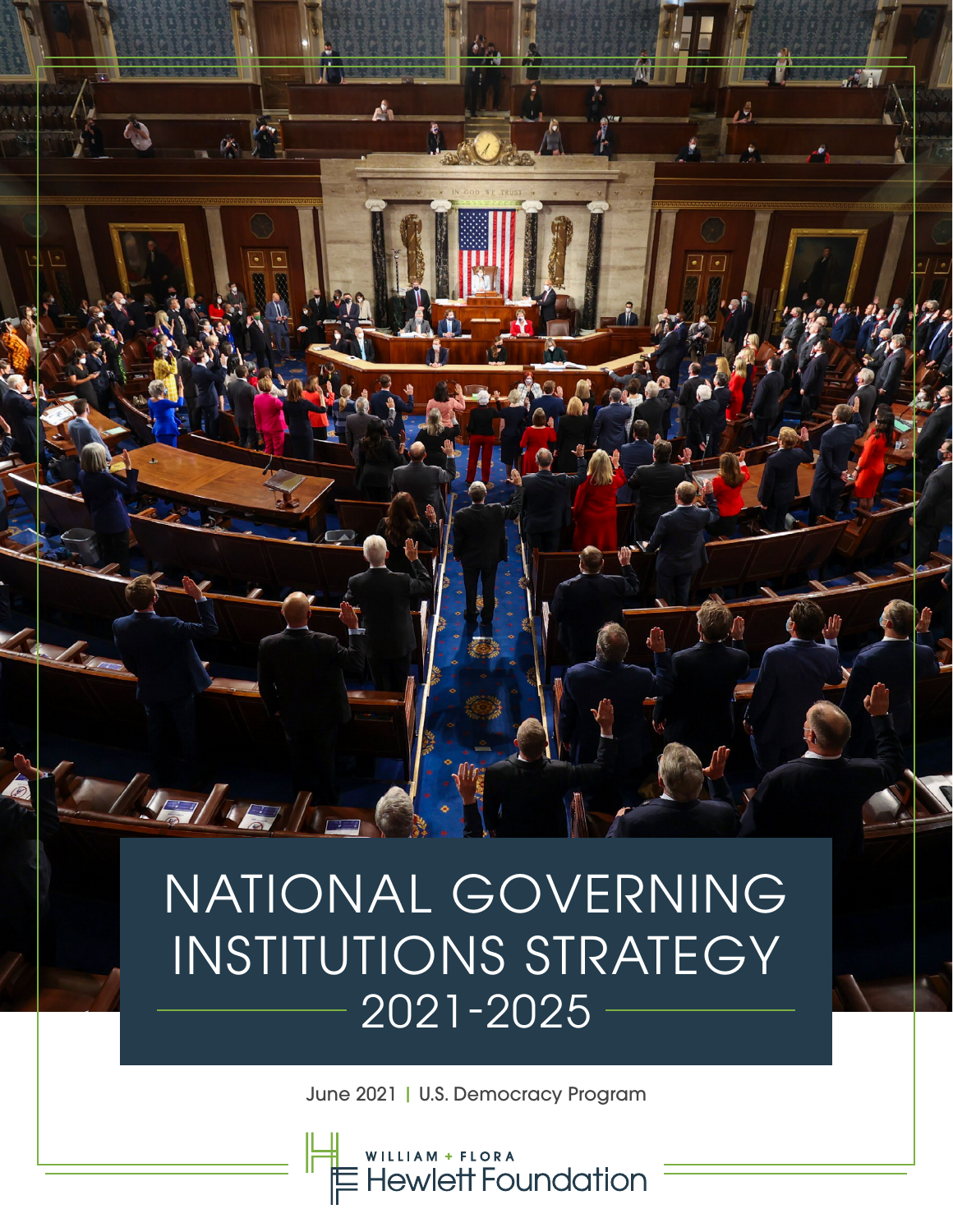# NATIONAL GOVERNING INSTITUTIONS STRATEGY 2021-2025

June 2021 | U.S. Democracy Program

WILLIAM + FLORA Hewlett Foundation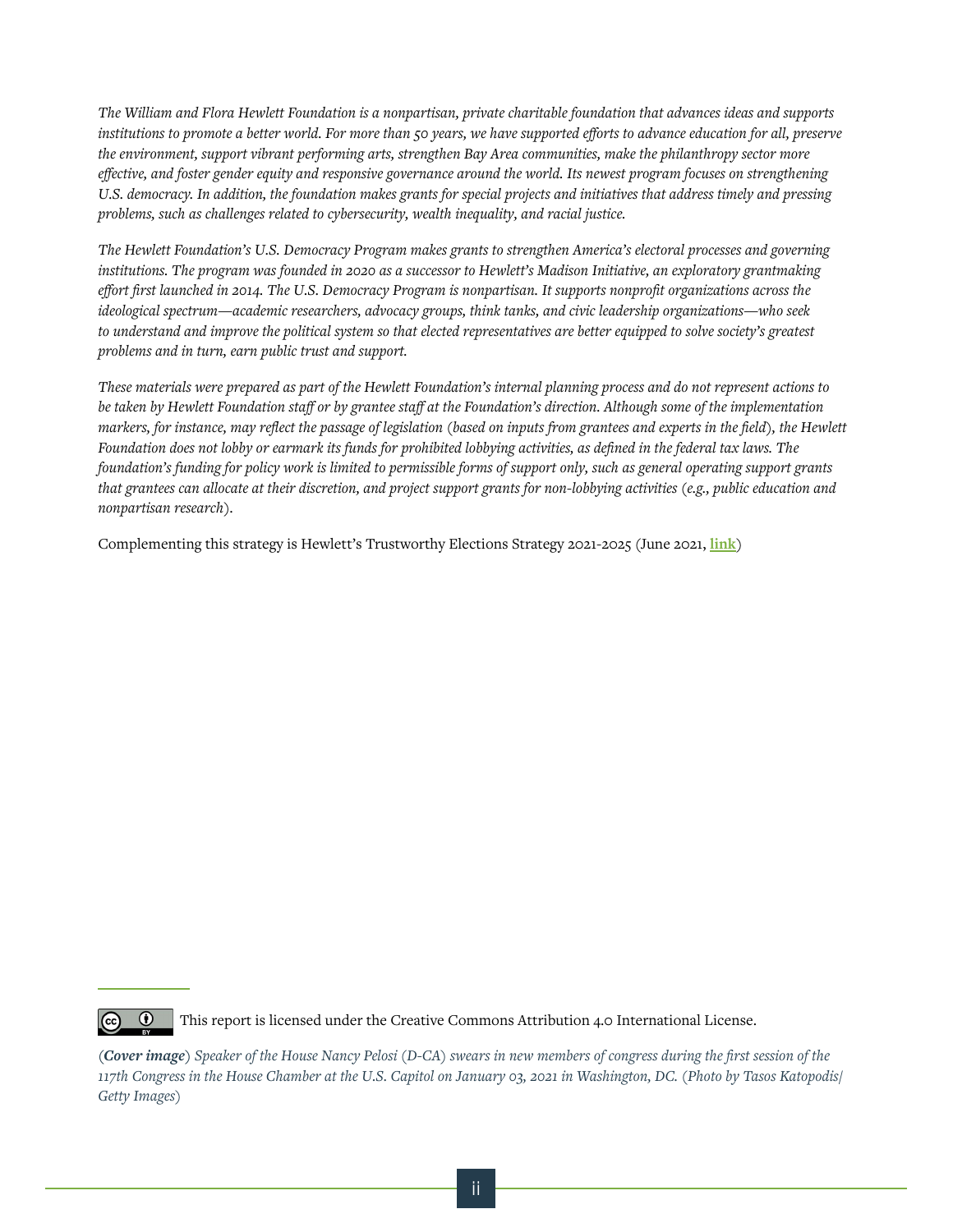*The William and Flora Hewlett Foundation is a nonpartisan, private charitable foundation that advances ideas and supports institutions to promote a better world. For more than 50 years, we have supported efforts to advance education for all, preserve the environment, support vibrant performing arts, strengthen Bay Area communities, make the philanthropy sector more effective, and foster gender equity and responsive governance around the world. Its newest program focuses on strengthening U.S. democracy. In addition, the foundation makes grants for special projects and initiatives that address timely and pressing problems, such as challenges related to cybersecurity, wealth inequality, and racial justice.*

*The Hewlett Foundation's U.S. Democracy Program makes grants to strengthen America's electoral processes and governing institutions. The program was founded in 2020 as a successor to Hewlett's Madison Initiative, an exploratory grantmaking effort first launched in 2014. The U.S. Democracy Program is nonpartisan. It supports nonprofit organizations across the ideological spectrum—academic researchers, advocacy groups, think tanks, and civic leadership organizations—who seek to understand and improve the political system so that elected representatives are better equipped to solve society's greatest problems and in turn, earn public trust and support.*

*These materials were prepared as part of the Hewlett Foundation's internal planning process and do not represent actions to be taken by Hewlett Foundation staff or by grantee staff at the Foundation's direction. Although some of the implementation markers, for instance, may reflect the passage of legislation (based on inputs from grantees and experts in the field), the Hewlett Foundation does not lobby or earmark its funds for prohibited lobbying activities, as defined in the federal tax laws. The foundation's funding for policy work is limited to permissible forms of support only, such as general operating support grants that grantees can allocate at their discretion, and project support grants for non-lobbying activities (e.g., public education and nonpartisan research).*

Complementing this strategy is Hewlett's Trustworthy Elections Strategy 2021-2025 (June 2021, **link**)

This report is licensed under the Creative Commons Attribution 4.0 International License.

(***Cover image***) *Speaker of the House Nancy Pelosi (D-CA) swears in new members of congress during the first session of the 117th Congress in the House Chamber at the U.S. Capitol on January 03, 2021 in Washington, DC. (Photo by Tasos Katopodis/Getty Images)*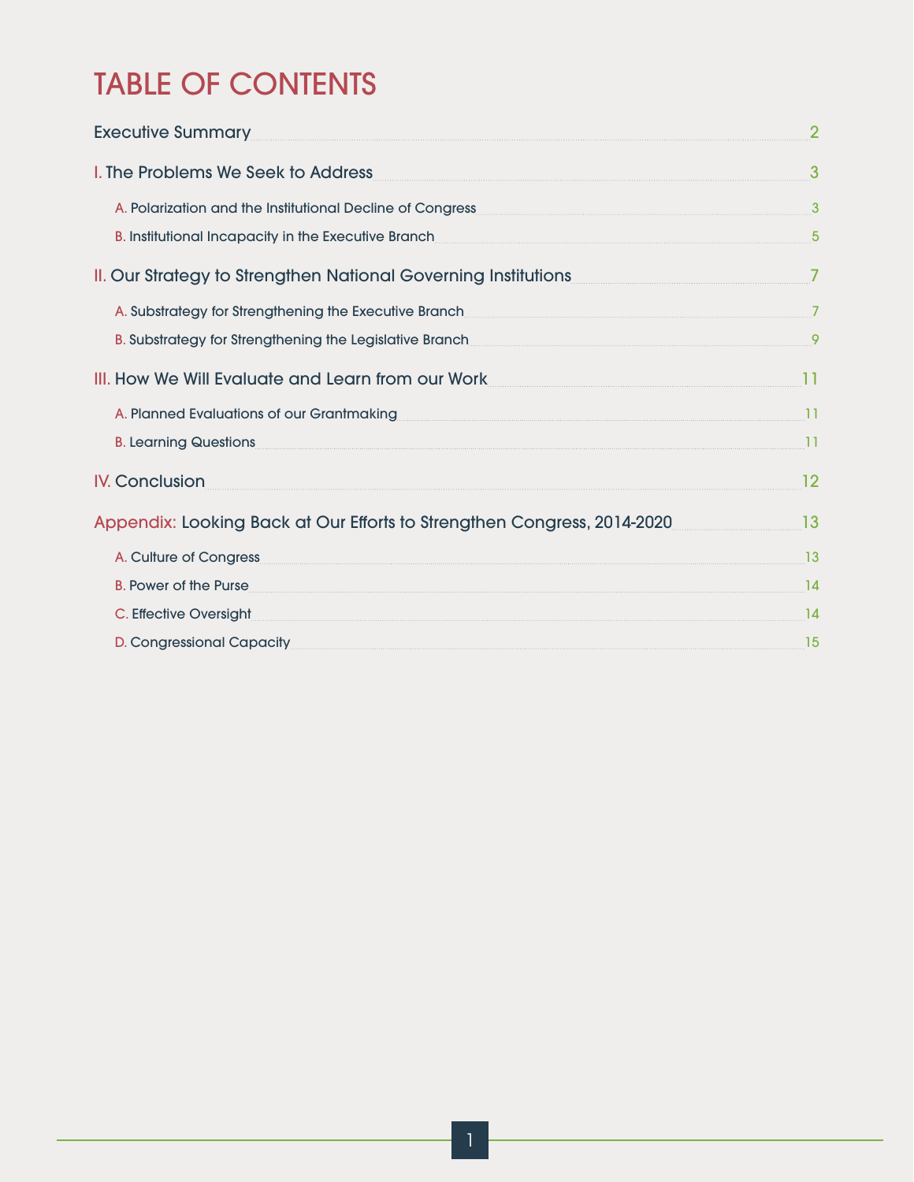# TABLE OF CONTENTS

Executive Summary ..... 2

I. The Problems We Seek to Address ..... 3

- A. Polarization and the Institutional Decline of Congress ..... 3
- B. Institutional Incapacity in the Executive Branch ..... 5

II. Our Strategy to Strengthen National Governing Institutions ..... 7

- A. Substrategy for Strengthening the Executive Branch ..... 7
- B. Substrategy for Strengthening the Legislative Branch ..... 9

III. How We Will Evaluate and Learn from our Work ..... 11

- A. Planned Evaluations of our Grantmaking ..... 11
- B. Learning Questions ..... 11

IV. Conclusion ..... 12

Appendix: Looking Back at Our Efforts to Strengthen Congress, 2014-2020 ..... 13

- A. Culture of Congress ..... 13
- B. Power of the Purse ..... 14
- C. Effective Oversight ..... 14
- D. Congressional Capacity ..... 15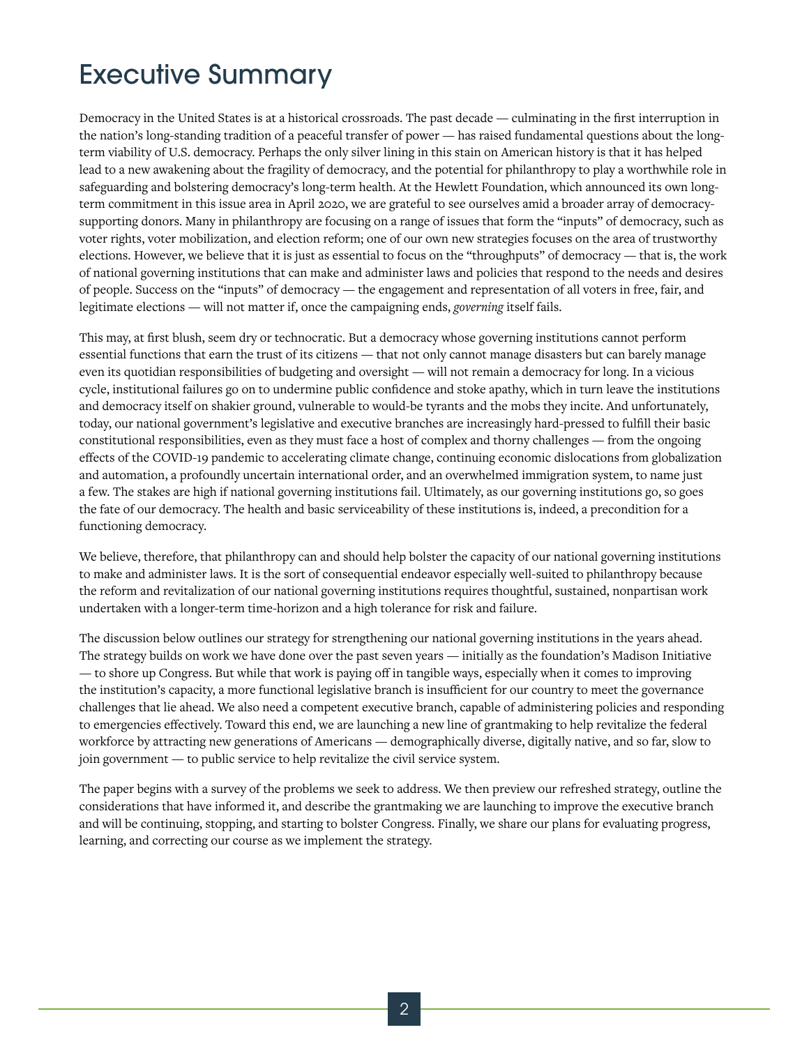# Executive Summary

Democracy in the United States is at a historical crossroads. The past decade — culminating in the first interruption in the nation's long-standing tradition of a peaceful transfer of power — has raised fundamental questions about the long-term viability of U.S. democracy. Perhaps the only silver lining in this stain on American history is that it has helped lead to a new awakening about the fragility of democracy, and the potential for philanthropy to play a worthwhile role in safeguarding and bolstering democracy's long-term health. At the Hewlett Foundation, which announced its own long-term commitment in this issue area in April 2020, we are grateful to see ourselves amid a broader array of democracy-supporting donors. Many in philanthropy are focusing on a range of issues that form the "inputs" of democracy, such as voter rights, voter mobilization, and election reform; one of our own new strategies focuses on the area of trustworthy elections. However, we believe that it is just as essential to focus on the "throughputs" of democracy — that is, the work of national governing institutions that can make and administer laws and policies that respond to the needs and desires of people. Success on the "inputs" of democracy — the engagement and representation of all voters in free, fair, and legitimate elections — will not matter if, once the campaigning ends, *governing* itself fails.

This may, at first blush, seem dry or technocratic. But a democracy whose governing institutions cannot perform essential functions that earn the trust of its citizens — that not only cannot manage disasters but can barely manage even its quotidian responsibilities of budgeting and oversight — will not remain a democracy for long. In a vicious cycle, institutional failures go on to undermine public confidence and stoke apathy, which in turn leave the institutions and democracy itself on shakier ground, vulnerable to would-be tyrants and the mobs they incite. And unfortunately, today, our national government's legislative and executive branches are increasingly hard-pressed to fulfill their basic constitutional responsibilities, even as they must face a host of complex and thorny challenges — from the ongoing effects of the COVID-19 pandemic to accelerating climate change, continuing economic dislocations from globalization and automation, a profoundly uncertain international order, and an overwhelmed immigration system, to name just a few. The stakes are high if national governing institutions fail. Ultimately, as our governing institutions go, so goes the fate of our democracy. The health and basic serviceability of these institutions is, indeed, a precondition for a functioning democracy.

We believe, therefore, that philanthropy can and should help bolster the capacity of our national governing institutions to make and administer laws. It is the sort of consequential endeavor especially well-suited to philanthropy because the reform and revitalization of our national governing institutions requires thoughtful, sustained, nonpartisan work undertaken with a longer-term time-horizon and a high tolerance for risk and failure.

The discussion below outlines our strategy for strengthening our national governing institutions in the years ahead. The strategy builds on work we have done over the past seven years — initially as the foundation's Madison Initiative — to shore up Congress. But while that work is paying off in tangible ways, especially when it comes to improving the institution's capacity, a more functional legislative branch is insufficient for our country to meet the governance challenges that lie ahead. We also need a competent executive branch, capable of administering policies and responding to emergencies effectively. Toward this end, we are launching a new line of grantmaking to help revitalize the federal workforce by attracting new generations of Americans — demographically diverse, digitally native, and so far, slow to join government — to public service to help revitalize the civil service system.

The paper begins with a survey of the problems we seek to address. We then preview our refreshed strategy, outline the considerations that have informed it, and describe the grantmaking we are launching to improve the executive branch and will be continuing, stopping, and starting to bolster Congress. Finally, we share our plans for evaluating progress, learning, and correcting our course as we implement the strategy.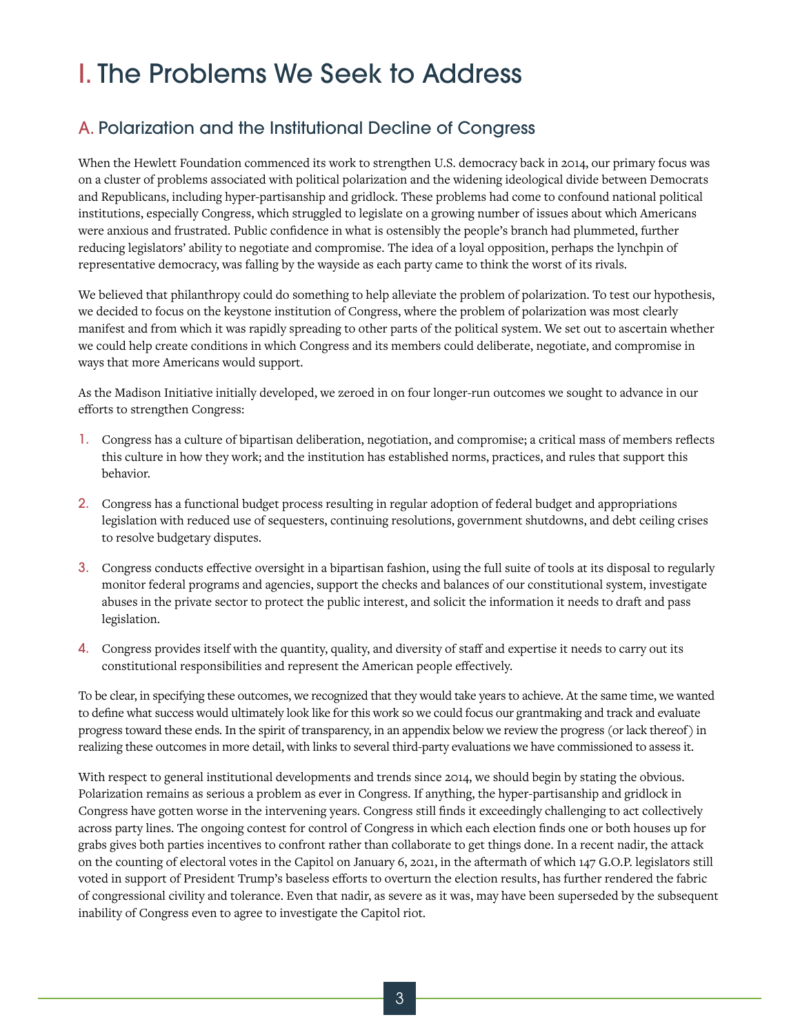# I. The Problems We Seek to Address

## A. Polarization and the Institutional Decline of Congress

When the Hewlett Foundation commenced its work to strengthen U.S. democracy back in 2014, our primary focus was on a cluster of problems associated with political polarization and the widening ideological divide between Democrats and Republicans, including hyper-partisanship and gridlock. These problems had come to confound national political institutions, especially Congress, which struggled to legislate on a growing number of issues about which Americans were anxious and frustrated. Public confidence in what is ostensibly the people's branch had plummeted, further reducing legislators' ability to negotiate and compromise. The idea of a loyal opposition, perhaps the lynchpin of representative democracy, was falling by the wayside as each party came to think the worst of its rivals.

We believed that philanthropy could do something to help alleviate the problem of polarization. To test our hypothesis, we decided to focus on the keystone institution of Congress, where the problem of polarization was most clearly manifest and from which it was rapidly spreading to other parts of the political system. We set out to ascertain whether we could help create conditions in which Congress and its members could deliberate, negotiate, and compromise in ways that more Americans would support.

As the Madison Initiative initially developed, we zeroed in on four longer-run outcomes we sought to advance in our efforts to strengthen Congress:

1. Congress has a culture of bipartisan deliberation, negotiation, and compromise; a critical mass of members reflects this culture in how they work; and the institution has established norms, practices, and rules that support this behavior.
2. Congress has a functional budget process resulting in regular adoption of federal budget and appropriations legislation with reduced use of sequesters, continuing resolutions, government shutdowns, and debt ceiling crises to resolve budgetary disputes.
3. Congress conducts effective oversight in a bipartisan fashion, using the full suite of tools at its disposal to regularly monitor federal programs and agencies, support the checks and balances of our constitutional system, investigate abuses in the private sector to protect the public interest, and solicit the information it needs to draft and pass legislation.
4. Congress provides itself with the quantity, quality, and diversity of staff and expertise it needs to carry out its constitutional responsibilities and represent the American people effectively.

To be clear, in specifying these outcomes, we recognized that they would take years to achieve. At the same time, we wanted to define what success would ultimately look like for this work so we could focus our grantmaking and track and evaluate progress toward these ends. In the spirit of transparency, in an appendix below we review the progress (or lack thereof) in realizing these outcomes in more detail, with links to several third-party evaluations we have commissioned to assess it.

With respect to general institutional developments and trends since 2014, we should begin by stating the obvious. Polarization remains as serious a problem as ever in Congress. If anything, the hyper-partisanship and gridlock in Congress have gotten worse in the intervening years. Congress still finds it exceedingly challenging to act collectively across party lines. The ongoing contest for control of Congress in which each election finds one or both houses up for grabs gives both parties incentives to confront rather than collaborate to get things done. In a recent nadir, the attack on the counting of electoral votes in the Capitol on January 6, 2021, in the aftermath of which 147 G.O.P. legislators still voted in support of President Trump's baseless efforts to overturn the election results, has further rendered the fabric of congressional civility and tolerance. Even that nadir, as severe as it was, may have been superseded by the subsequent inability of Congress even to agree to investigate the Capitol riot.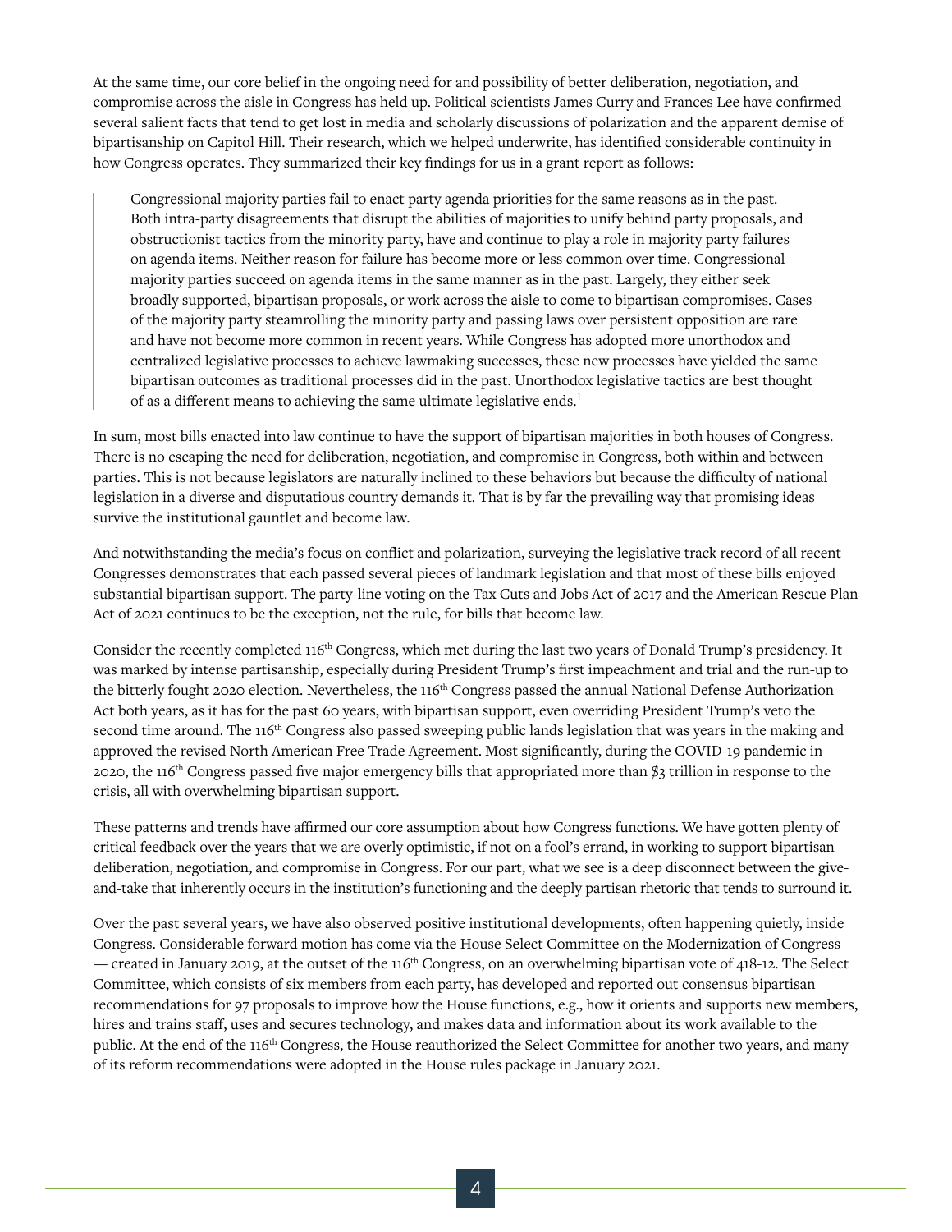At the same time, our core belief in the ongoing need for and possibility of better deliberation, negotiation, and compromise across the aisle in Congress has held up. Political scientists James Curry and Frances Lee have confirmed several salient facts that tend to get lost in media and scholarly discussions of polarization and the apparent demise of bipartisanship on Capitol Hill. Their research, which we helped underwrite, has identified considerable continuity in how Congress operates. They summarized their key findings for us in a grant report as follows:

> Congressional majority parties fail to enact party agenda priorities for the same reasons as in the past. Both intra-party disagreements that disrupt the abilities of majorities to unify behind party proposals, and obstructionist tactics from the minority party, have and continue to play a role in majority party failures on agenda items. Neither reason for failure has become more or less common over time. Congressional majority parties succeed on agenda items in the same manner as in the past. Largely, they either seek broadly supported, bipartisan proposals, or work across the aisle to come to bipartisan compromises. Cases of the majority party steamrolling the minority party and passing laws over persistent opposition are rare and have not become more common in recent years. While Congress has adopted more unorthodox and centralized legislative processes to achieve lawmaking successes, these new processes have yielded the same bipartisan outcomes as traditional processes did in the past. Unorthodox legislative tactics are best thought of as a different means to achieving the same ultimate legislative ends.[1]

In sum, most bills enacted into law continue to have the support of bipartisan majorities in both houses of Congress. There is no escaping the need for deliberation, negotiation, and compromise in Congress, both within and between parties. This is not because legislators are naturally inclined to these behaviors but because the difficulty of national legislation in a diverse and disputatious country demands it. That is by far the prevailing way that promising ideas survive the institutional gauntlet and become law.

And notwithstanding the media's focus on conflict and polarization, surveying the legislative track record of all recent Congresses demonstrates that each passed several pieces of landmark legislation and that most of these bills enjoyed substantial bipartisan support. The party-line voting on the Tax Cuts and Jobs Act of 2017 and the American Rescue Plan Act of 2021 continues to be the exception, not the rule, for bills that become law.

Consider the recently completed 116th Congress, which met during the last two years of Donald Trump's presidency. It was marked by intense partisanship, especially during President Trump's first impeachment and trial and the run-up to the bitterly fought 2020 election. Nevertheless, the 116th Congress passed the annual National Defense Authorization Act both years, as it has for the past 60 years, with bipartisan support, even overriding President Trump's veto the second time around. The 116th Congress also passed sweeping public lands legislation that was years in the making and approved the revised North American Free Trade Agreement. Most significantly, during the COVID-19 pandemic in 2020, the 116th Congress passed five major emergency bills that appropriated more than $3 trillion in response to the crisis, all with overwhelming bipartisan support.

These patterns and trends have affirmed our core assumption about how Congress functions. We have gotten plenty of critical feedback over the years that we are overly optimistic, if not on a fool's errand, in working to support bipartisan deliberation, negotiation, and compromise in Congress. For our part, what we see is a deep disconnect between the give-and-take that inherently occurs in the institution's functioning and the deeply partisan rhetoric that tends to surround it.

Over the past several years, we have also observed positive institutional developments, often happening quietly, inside Congress. Considerable forward motion has come via the House Select Committee on the Modernization of Congress — created in January 2019, at the outset of the 116th Congress, on an overwhelming bipartisan vote of 418-12. The Select Committee, which consists of six members from each party, has developed and reported out consensus bipartisan recommendations for 97 proposals to improve how the House functions, e.g., how it orients and supports new members, hires and trains staff, uses and secures technology, and makes data and information about its work available to the public. At the end of the 116th Congress, the House reauthorized the Select Committee for another two years, and many of its reform recommendations were adopted in the House rules package in January 2021.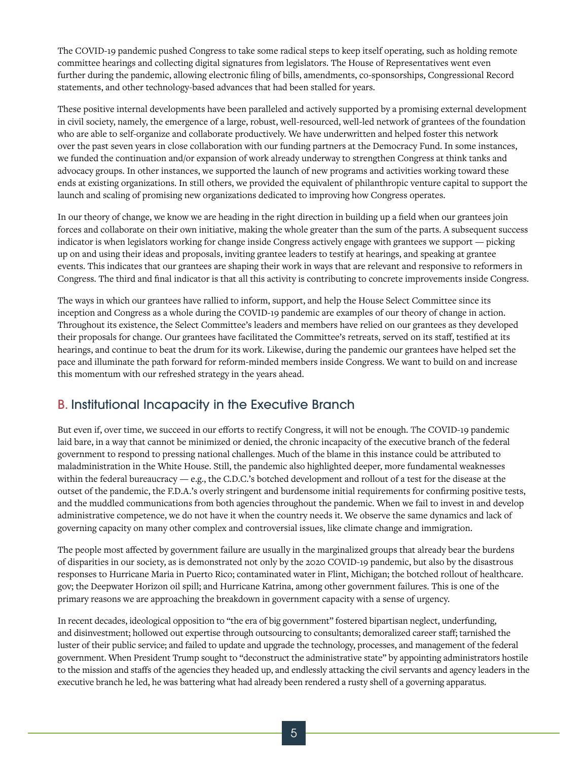The COVID-19 pandemic pushed Congress to take some radical steps to keep itself operating, such as holding remote committee hearings and collecting digital signatures from legislators. The House of Representatives went even further during the pandemic, allowing electronic filing of bills, amendments, co-sponsorships, Congressional Record statements, and other technology-based advances that had been stalled for years.

These positive internal developments have been paralleled and actively supported by a promising external development in civil society, namely, the emergence of a large, robust, well-resourced, well-led network of grantees of the foundation who are able to self-organize and collaborate productively. We have underwritten and helped foster this network over the past seven years in close collaboration with our funding partners at the Democracy Fund. In some instances, we funded the continuation and/or expansion of work already underway to strengthen Congress at think tanks and advocacy groups. In other instances, we supported the launch of new programs and activities working toward these ends at existing organizations. In still others, we provided the equivalent of philanthropic venture capital to support the launch and scaling of promising new organizations dedicated to improving how Congress operates.

In our theory of change, we know we are heading in the right direction in building up a field when our grantees join forces and collaborate on their own initiative, making the whole greater than the sum of the parts. A subsequent success indicator is when legislators working for change inside Congress actively engage with grantees we support — picking up on and using their ideas and proposals, inviting grantee leaders to testify at hearings, and speaking at grantee events. This indicates that our grantees are shaping their work in ways that are relevant and responsive to reformers in Congress. The third and final indicator is that all this activity is contributing to concrete improvements inside Congress.

The ways in which our grantees have rallied to inform, support, and help the House Select Committee since its inception and Congress as a whole during the COVID-19 pandemic are examples of our theory of change in action. Throughout its existence, the Select Committee's leaders and members have relied on our grantees as they developed their proposals for change. Our grantees have facilitated the Committee's retreats, served on its staff, testified at its hearings, and continue to beat the drum for its work. Likewise, during the pandemic our grantees have helped set the pace and illuminate the path forward for reform-minded members inside Congress. We want to build on and increase this momentum with our refreshed strategy in the years ahead.

## B. Institutional Incapacity in the Executive Branch

But even if, over time, we succeed in our efforts to rectify Congress, it will not be enough. The COVID-19 pandemic laid bare, in a way that cannot be minimized or denied, the chronic incapacity of the executive branch of the federal government to respond to pressing national challenges. Much of the blame in this instance could be attributed to maladministration in the White House. Still, the pandemic also highlighted deeper, more fundamental weaknesses within the federal bureaucracy — e.g., the C.D.C.'s botched development and rollout of a test for the disease at the outset of the pandemic, the F.D.A.'s overly stringent and burdensome initial requirements for confirming positive tests, and the muddled communications from both agencies throughout the pandemic. When we fail to invest in and develop administrative competence, we do not have it when the country needs it. We observe the same dynamics and lack of governing capacity on many other complex and controversial issues, like climate change and immigration.

The people most affected by government failure are usually in the marginalized groups that already bear the burdens of disparities in our society, as is demonstrated not only by the 2020 COVID-19 pandemic, but also by the disastrous responses to Hurricane Maria in Puerto Rico; contaminated water in Flint, Michigan; the botched rollout of healthcare.gov; the Deepwater Horizon oil spill; and Hurricane Katrina, among other government failures. This is one of the primary reasons we are approaching the breakdown in government capacity with a sense of urgency.

In recent decades, ideological opposition to "the era of big government" fostered bipartisan neglect, underfunding, and disinvestment; hollowed out expertise through outsourcing to consultants; demoralized career staff; tarnished the luster of their public service; and failed to update and upgrade the technology, processes, and management of the federal government. When President Trump sought to "deconstruct the administrative state" by appointing administrators hostile to the mission and staffs of the agencies they headed up, and endlessly attacking the civil servants and agency leaders in the executive branch he led, he was battering what had already been rendered a rusty shell of a governing apparatus.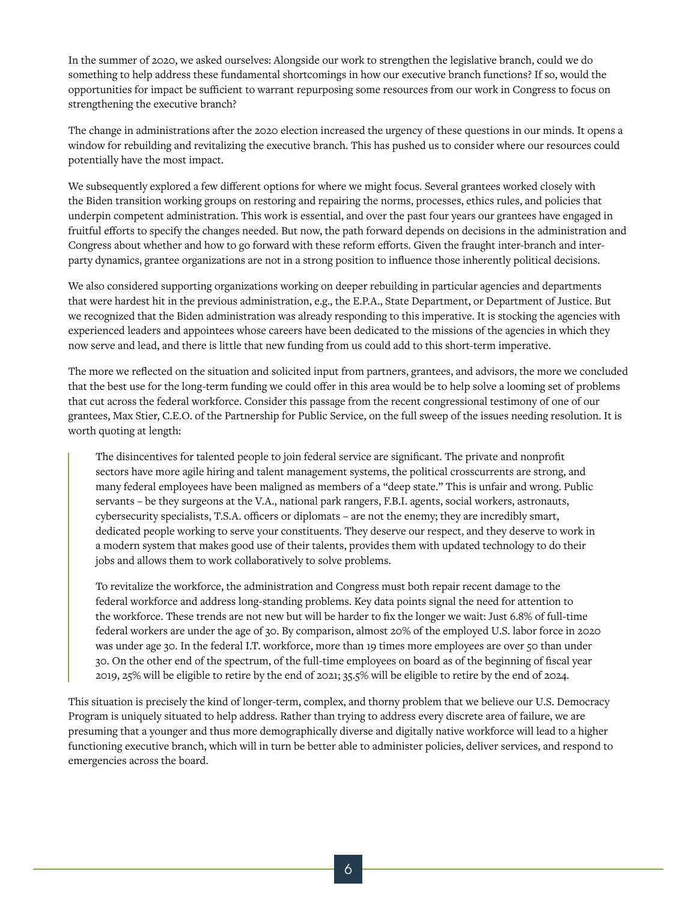In the summer of 2020, we asked ourselves: Alongside our work to strengthen the legislative branch, could we do something to help address these fundamental shortcomings in how our executive branch functions? If so, would the opportunities for impact be sufficient to warrant repurposing some resources from our work in Congress to focus on strengthening the executive branch?

The change in administrations after the 2020 election increased the urgency of these questions in our minds. It opens a window for rebuilding and revitalizing the executive branch. This has pushed us to consider where our resources could potentially have the most impact.

We subsequently explored a few different options for where we might focus. Several grantees worked closely with the Biden transition working groups on restoring and repairing the norms, processes, ethics rules, and policies that underpin competent administration. This work is essential, and over the past four years our grantees have engaged in fruitful efforts to specify the changes needed. But now, the path forward depends on decisions in the administration and Congress about whether and how to go forward with these reform efforts. Given the fraught inter-branch and inter-party dynamics, grantee organizations are not in a strong position to influence those inherently political decisions.

We also considered supporting organizations working on deeper rebuilding in particular agencies and departments that were hardest hit in the previous administration, e.g., the E.P.A., State Department, or Department of Justice. But we recognized that the Biden administration was already responding to this imperative. It is stocking the agencies with experienced leaders and appointees whose careers have been dedicated to the missions of the agencies in which they now serve and lead, and there is little that new funding from us could add to this short-term imperative.

The more we reflected on the situation and solicited input from partners, grantees, and advisors, the more we concluded that the best use for the long-term funding we could offer in this area would be to help solve a looming set of problems that cut across the federal workforce. Consider this passage from the recent congressional testimony of one of our grantees, Max Stier, C.E.O. of the Partnership for Public Service, on the full sweep of the issues needing resolution. It is worth quoting at length:

> The disincentives for talented people to join federal service are significant. The private and nonprofit sectors have more agile hiring and talent management systems, the political crosscurrents are strong, and many federal employees have been maligned as members of a "deep state." This is unfair and wrong. Public servants – be they surgeons at the V.A., national park rangers, F.B.I. agents, social workers, astronauts, cybersecurity specialists, T.S.A. officers or diplomats – are not the enemy; they are incredibly smart, dedicated people working to serve your constituents. They deserve our respect, and they deserve to work in a modern system that makes good use of their talents, provides them with updated technology to do their jobs and allows them to work collaboratively to solve problems.
>
> To revitalize the workforce, the administration and Congress must both repair recent damage to the federal workforce and address long-standing problems. Key data points signal the need for attention to the workforce. These trends are not new but will be harder to fix the longer we wait: Just 6.8% of full-time federal workers are under the age of 30. By comparison, almost 20% of the employed U.S. labor force in 2020 was under age 30. In the federal I.T. workforce, more than 19 times more employees are over 50 than under 30. On the other end of the spectrum, of the full-time employees on board as of the beginning of fiscal year 2019, 25% will be eligible to retire by the end of 2021; 35.5% will be eligible to retire by the end of 2024.

This situation is precisely the kind of longer-term, complex, and thorny problem that we believe our U.S. Democracy Program is uniquely situated to help address. Rather than trying to address every discrete area of failure, we are presuming that a younger and thus more demographically diverse and digitally native workforce will lead to a higher functioning executive branch, which will in turn be better able to administer policies, deliver services, and respond to emergencies across the board.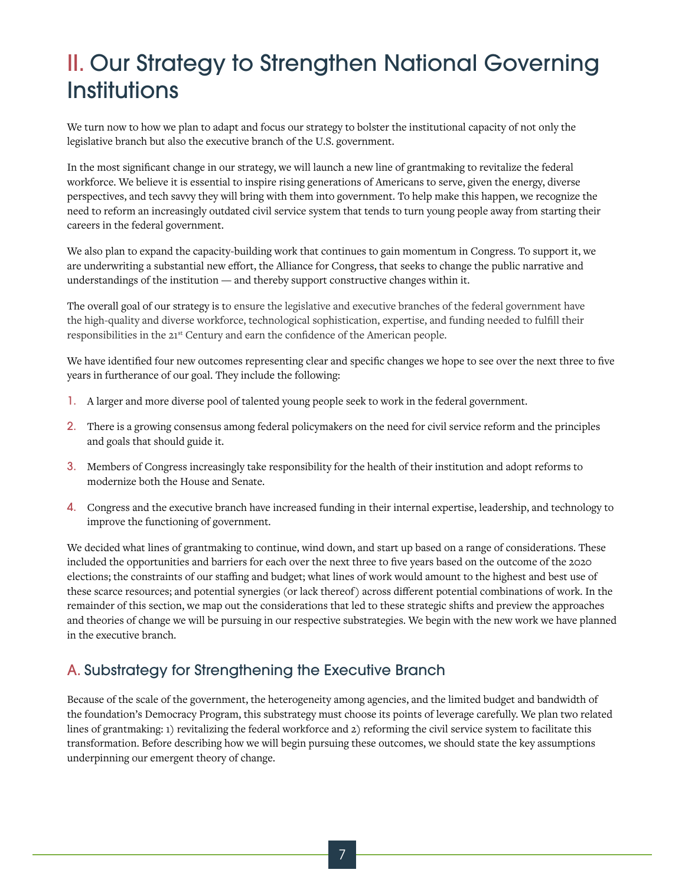# II. Our Strategy to Strengthen National Governing Institutions

We turn now to how we plan to adapt and focus our strategy to bolster the institutional capacity of not only the legislative branch but also the executive branch of the U.S. government.

In the most significant change in our strategy, we will launch a new line of grantmaking to revitalize the federal workforce. We believe it is essential to inspire rising generations of Americans to serve, given the energy, diverse perspectives, and tech savvy they will bring with them into government. To help make this happen, we recognize the need to reform an increasingly outdated civil service system that tends to turn young people away from starting their careers in the federal government.

We also plan to expand the capacity-building work that continues to gain momentum in Congress. To support it, we are underwriting a substantial new effort, the Alliance for Congress, that seeks to change the public narrative and understandings of the institution — and thereby support constructive changes within it.

The overall goal of our strategy is to ensure the legislative and executive branches of the federal government have the high-quality and diverse workforce, technological sophistication, expertise, and funding needed to fulfill their responsibilities in the 21st Century and earn the confidence of the American people.

We have identified four new outcomes representing clear and specific changes we hope to see over the next three to five years in furtherance of our goal. They include the following:

1. A larger and more diverse pool of talented young people seek to work in the federal government.
2. There is a growing consensus among federal policymakers on the need for civil service reform and the principles and goals that should guide it.
3. Members of Congress increasingly take responsibility for the health of their institution and adopt reforms to modernize both the House and Senate.
4. Congress and the executive branch have increased funding in their internal expertise, leadership, and technology to improve the functioning of government.

We decided what lines of grantmaking to continue, wind down, and start up based on a range of considerations. These included the opportunities and barriers for each over the next three to five years based on the outcome of the 2020 elections; the constraints of our staffing and budget; what lines of work would amount to the highest and best use of these scarce resources; and potential synergies (or lack thereof) across different potential combinations of work. In the remainder of this section, we map out the considerations that led to these strategic shifts and preview the approaches and theories of change we will be pursuing in our respective substrategies. We begin with the new work we have planned in the executive branch.

## A. Substrategy for Strengthening the Executive Branch

Because of the scale of the government, the heterogeneity among agencies, and the limited budget and bandwidth of the foundation's Democracy Program, this substrategy must choose its points of leverage carefully. We plan two related lines of grantmaking: 1) revitalizing the federal workforce and 2) reforming the civil service system to facilitate this transformation. Before describing how we will begin pursuing these outcomes, we should state the key assumptions underpinning our emergent theory of change.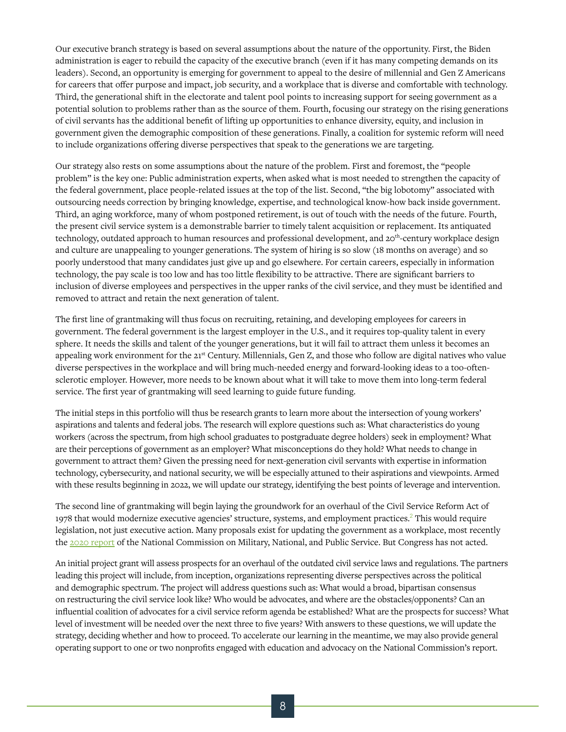Our executive branch strategy is based on several assumptions about the nature of the opportunity. First, the Biden administration is eager to rebuild the capacity of the executive branch (even if it has many competing demands on its leaders). Second, an opportunity is emerging for government to appeal to the desire of millennial and Gen Z Americans for careers that offer purpose and impact, job security, and a workplace that is diverse and comfortable with technology. Third, the generational shift in the electorate and talent pool points to increasing support for seeing government as a potential solution to problems rather than as the source of them. Fourth, focusing our strategy on the rising generations of civil servants has the additional benefit of lifting up opportunities to enhance diversity, equity, and inclusion in government given the demographic composition of these generations. Finally, a coalition for systemic reform will need to include organizations offering diverse perspectives that speak to the generations we are targeting.

Our strategy also rests on some assumptions about the nature of the problem. First and foremost, the "people problem" is the key one: Public administration experts, when asked what is most needed to strengthen the capacity of the federal government, place people-related issues at the top of the list. Second, "the big lobotomy" associated with outsourcing needs correction by bringing knowledge, expertise, and technological know-how back inside government. Third, an aging workforce, many of whom postponed retirement, is out of touch with the needs of the future. Fourth, the present civil service system is a demonstrable barrier to timely talent acquisition or replacement. Its antiquated technology, outdated approach to human resources and professional development, and 20th-century workplace design and culture are unappealing to younger generations. The system of hiring is so slow (18 months on average) and so poorly understood that many candidates just give up and go elsewhere. For certain careers, especially in information technology, the pay scale is too low and has too little flexibility to be attractive. There are significant barriers to inclusion of diverse employees and perspectives in the upper ranks of the civil service, and they must be identified and removed to attract and retain the next generation of talent.

The first line of grantmaking will thus focus on recruiting, retaining, and developing employees for careers in government. The federal government is the largest employer in the U.S., and it requires top-quality talent in every sphere. It needs the skills and talent of the younger generations, but it will fail to attract them unless it becomes an appealing work environment for the 21st Century. Millennials, Gen Z, and those who follow are digital natives who value diverse perspectives in the workplace and will bring much-needed energy and forward-looking ideas to a too-often-sclerotic employer. However, more needs to be known about what it will take to move them into long-term federal service. The first year of grantmaking will seed learning to guide future funding.

The initial steps in this portfolio will thus be research grants to learn more about the intersection of young workers' aspirations and talents and federal jobs. The research will explore questions such as: What characteristics do young workers (across the spectrum, from high school graduates to postgraduate degree holders) seek in employment? What are their perceptions of government as an employer? What misconceptions do they hold? What needs to change in government to attract them? Given the pressing need for next-generation civil servants with expertise in information technology, cybersecurity, and national security, we will be especially attuned to their aspirations and viewpoints. Armed with these results beginning in 2022, we will update our strategy, identifying the best points of leverage and intervention.

The second line of grantmaking will begin laying the groundwork for an overhaul of the Civil Service Reform Act of 1978 that would modernize executive agencies' structure, systems, and employment practices.[2] This would require legislation, not just executive action. Many proposals exist for updating the government as a workplace, most recently the 2020 report of the National Commission on Military, National, and Public Service. But Congress has not acted.

An initial project grant will assess prospects for an overhaul of the outdated civil service laws and regulations. The partners leading this project will include, from inception, organizations representing diverse perspectives across the political and demographic spectrum. The project will address questions such as: What would a broad, bipartisan consensus on restructuring the civil service look like? Who would be advocates, and where are the obstacles/opponents? Can an influential coalition of advocates for a civil service reform agenda be established? What are the prospects for success? What level of investment will be needed over the next three to five years? With answers to these questions, we will update the strategy, deciding whether and how to proceed. To accelerate our learning in the meantime, we may also provide general operating support to one or two nonprofits engaged with education and advocacy on the National Commission's report.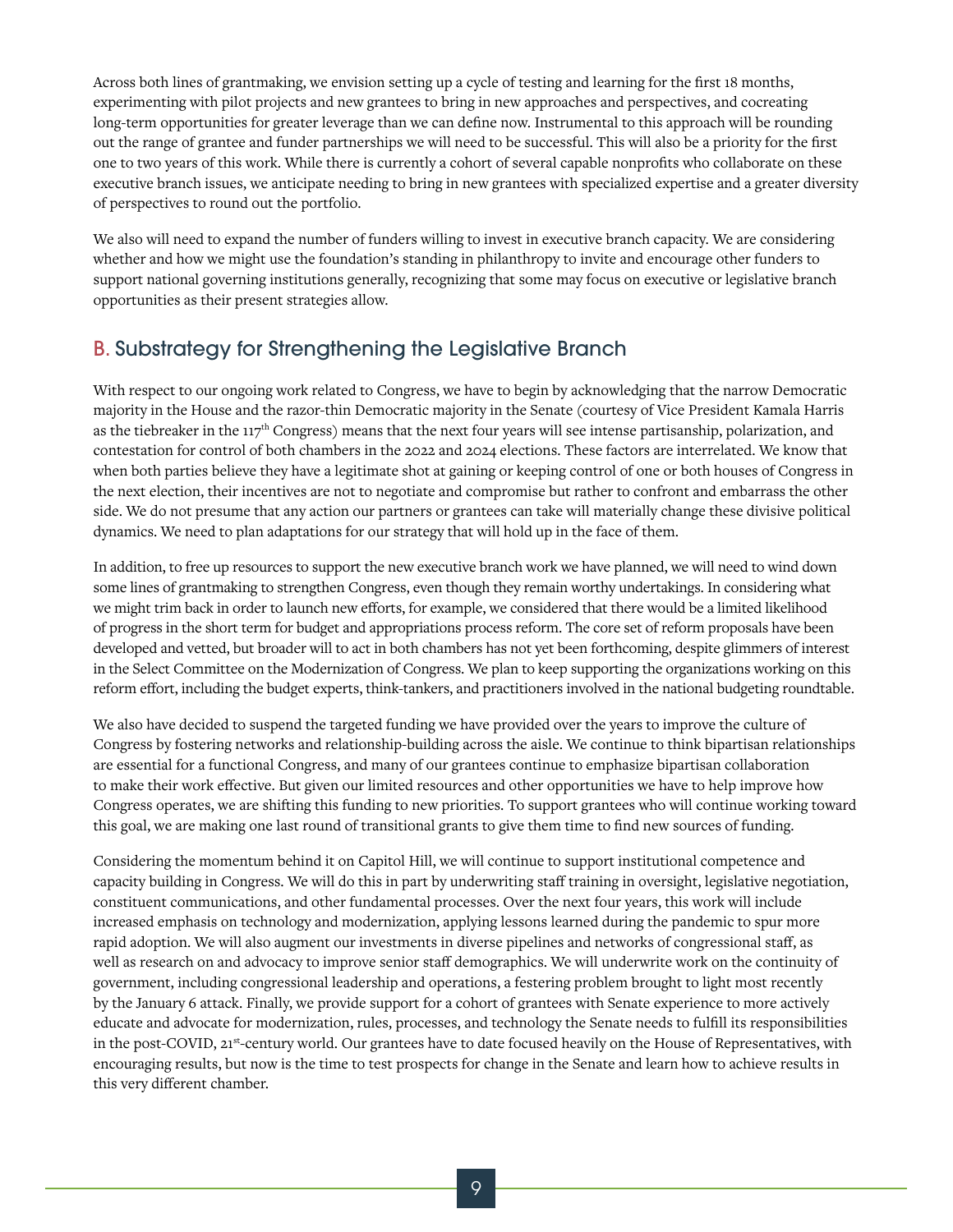Across both lines of grantmaking, we envision setting up a cycle of testing and learning for the first 18 months, experimenting with pilot projects and new grantees to bring in new approaches and perspectives, and cocreating long-term opportunities for greater leverage than we can define now. Instrumental to this approach will be rounding out the range of grantee and funder partnerships we will need to be successful. This will also be a priority for the first one to two years of this work. While there is currently a cohort of several capable nonprofits who collaborate on these executive branch issues, we anticipate needing to bring in new grantees with specialized expertise and a greater diversity of perspectives to round out the portfolio.

We also will need to expand the number of funders willing to invest in executive branch capacity. We are considering whether and how we might use the foundation's standing in philanthropy to invite and encourage other funders to support national governing institutions generally, recognizing that some may focus on executive or legislative branch opportunities as their present strategies allow.

## B. Substrategy for Strengthening the Legislative Branch

With respect to our ongoing work related to Congress, we have to begin by acknowledging that the narrow Democratic majority in the House and the razor-thin Democratic majority in the Senate (courtesy of Vice President Kamala Harris as the tiebreaker in the 117th Congress) means that the next four years will see intense partisanship, polarization, and contestation for control of both chambers in the 2022 and 2024 elections. These factors are interrelated. We know that when both parties believe they have a legitimate shot at gaining or keeping control of one or both houses of Congress in the next election, their incentives are not to negotiate and compromise but rather to confront and embarrass the other side. We do not presume that any action our partners or grantees can take will materially change these divisive political dynamics. We need to plan adaptations for our strategy that will hold up in the face of them.

In addition, to free up resources to support the new executive branch work we have planned, we will need to wind down some lines of grantmaking to strengthen Congress, even though they remain worthy undertakings. In considering what we might trim back in order to launch new efforts, for example, we considered that there would be a limited likelihood of progress in the short term for budget and appropriations process reform. The core set of reform proposals have been developed and vetted, but broader will to act in both chambers has not yet been forthcoming, despite glimmers of interest in the Select Committee on the Modernization of Congress. We plan to keep supporting the organizations working on this reform effort, including the budget experts, think-tankers, and practitioners involved in the national budgeting roundtable.

We also have decided to suspend the targeted funding we have provided over the years to improve the culture of Congress by fostering networks and relationship-building across the aisle. We continue to think bipartisan relationships are essential for a functional Congress, and many of our grantees continue to emphasize bipartisan collaboration to make their work effective. But given our limited resources and other opportunities we have to help improve how Congress operates, we are shifting this funding to new priorities. To support grantees who will continue working toward this goal, we are making one last round of transitional grants to give them time to find new sources of funding.

Considering the momentum behind it on Capitol Hill, we will continue to support institutional competence and capacity building in Congress. We will do this in part by underwriting staff training in oversight, legislative negotiation, constituent communications, and other fundamental processes. Over the next four years, this work will include increased emphasis on technology and modernization, applying lessons learned during the pandemic to spur more rapid adoption. We will also augment our investments in diverse pipelines and networks of congressional staff, as well as research on and advocacy to improve senior staff demographics. We will underwrite work on the continuity of government, including congressional leadership and operations, a festering problem brought to light most recently by the January 6 attack. Finally, we provide support for a cohort of grantees with Senate experience to more actively educate and advocate for modernization, rules, processes, and technology the Senate needs to fulfill its responsibilities in the post-COVID, 21st-century world. Our grantees have to date focused heavily on the House of Representatives, with encouraging results, but now is the time to test prospects for change in the Senate and learn how to achieve results in this very different chamber.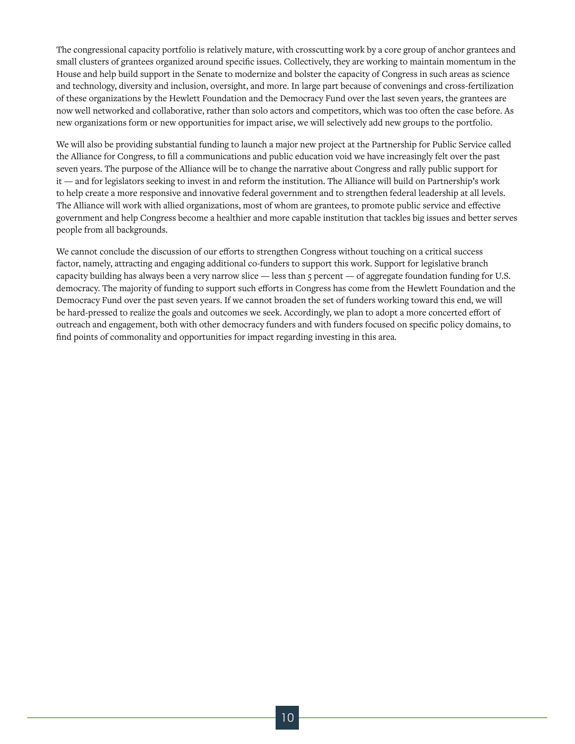The congressional capacity portfolio is relatively mature, with crosscutting work by a core group of anchor grantees and small clusters of grantees organized around specific issues. Collectively, they are working to maintain momentum in the House and help build support in the Senate to modernize and bolster the capacity of Congress in such areas as science and technology, diversity and inclusion, oversight, and more. In large part because of convenings and cross-fertilization of these organizations by the Hewlett Foundation and the Democracy Fund over the last seven years, the grantees are now well networked and collaborative, rather than solo actors and competitors, which was too often the case before. As new organizations form or new opportunities for impact arise, we will selectively add new groups to the portfolio.

We will also be providing substantial funding to launch a major new project at the Partnership for Public Service called the Alliance for Congress, to fill a communications and public education void we have increasingly felt over the past seven years. The purpose of the Alliance will be to change the narrative about Congress and rally public support for it — and for legislators seeking to invest in and reform the institution. The Alliance will build on Partnership's work to help create a more responsive and innovative federal government and to strengthen federal leadership at all levels. The Alliance will work with allied organizations, most of whom are grantees, to promote public service and effective government and help Congress become a healthier and more capable institution that tackles big issues and better serves people from all backgrounds.

We cannot conclude the discussion of our efforts to strengthen Congress without touching on a critical success factor, namely, attracting and engaging additional co-funders to support this work. Support for legislative branch capacity building has always been a very narrow slice — less than 5 percent — of aggregate foundation funding for U.S. democracy. The majority of funding to support such efforts in Congress has come from the Hewlett Foundation and the Democracy Fund over the past seven years. If we cannot broaden the set of funders working toward this end, we will be hard-pressed to realize the goals and outcomes we seek. Accordingly, we plan to adopt a more concerted effort of outreach and engagement, both with other democracy funders and with funders focused on specific policy domains, to find points of commonality and opportunities for impact regarding investing in this area.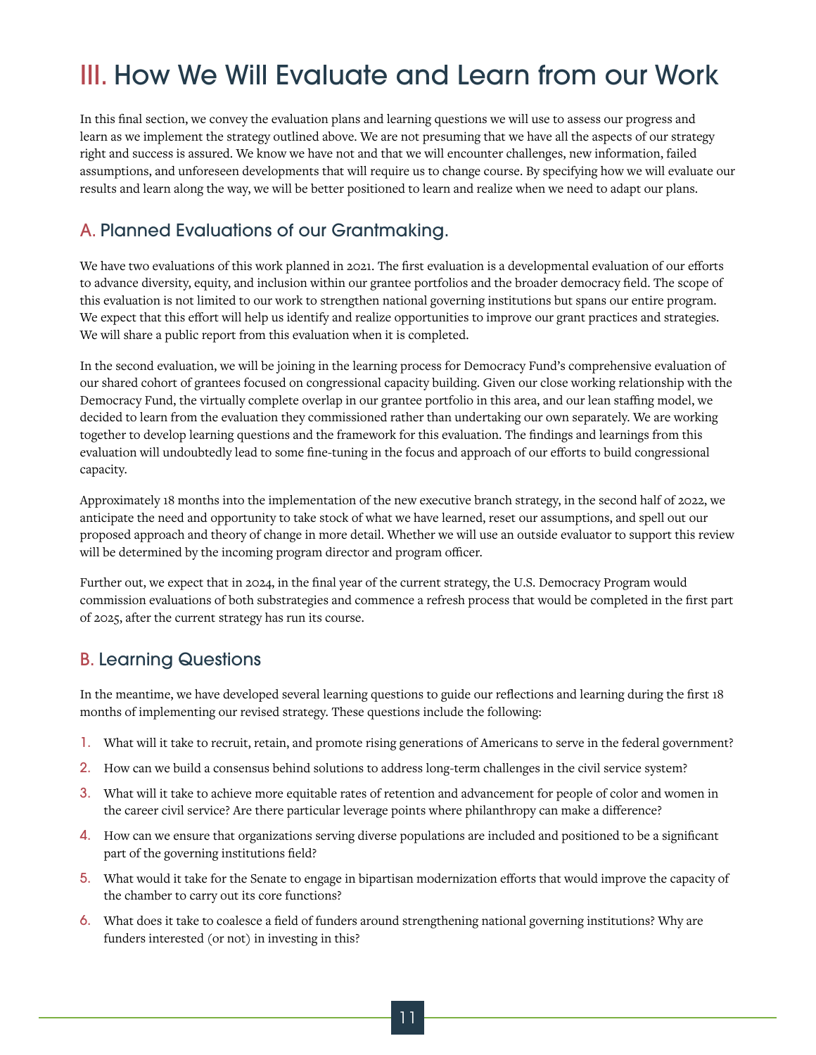# III. How We Will Evaluate and Learn from our Work

In this final section, we convey the evaluation plans and learning questions we will use to assess our progress and learn as we implement the strategy outlined above. We are not presuming that we have all the aspects of our strategy right and success is assured. We know we have not and that we will encounter challenges, new information, failed assumptions, and unforeseen developments that will require us to change course. By specifying how we will evaluate our results and learn along the way, we will be better positioned to learn and realize when we need to adapt our plans.

## A. Planned Evaluations of our Grantmaking.

We have two evaluations of this work planned in 2021. The first evaluation is a developmental evaluation of our efforts to advance diversity, equity, and inclusion within our grantee portfolios and the broader democracy field. The scope of this evaluation is not limited to our work to strengthen national governing institutions but spans our entire program. We expect that this effort will help us identify and realize opportunities to improve our grant practices and strategies. We will share a public report from this evaluation when it is completed.

In the second evaluation, we will be joining in the learning process for Democracy Fund's comprehensive evaluation of our shared cohort of grantees focused on congressional capacity building. Given our close working relationship with the Democracy Fund, the virtually complete overlap in our grantee portfolio in this area, and our lean staffing model, we decided to learn from the evaluation they commissioned rather than undertaking our own separately. We are working together to develop learning questions and the framework for this evaluation. The findings and learnings from this evaluation will undoubtedly lead to some fine-tuning in the focus and approach of our efforts to build congressional capacity.

Approximately 18 months into the implementation of the new executive branch strategy, in the second half of 2022, we anticipate the need and opportunity to take stock of what we have learned, reset our assumptions, and spell out our proposed approach and theory of change in more detail. Whether we will use an outside evaluator to support this review will be determined by the incoming program director and program officer.

Further out, we expect that in 2024, in the final year of the current strategy, the U.S. Democracy Program would commission evaluations of both substrategies and commence a refresh process that would be completed in the first part of 2025, after the current strategy has run its course.

## B. Learning Questions

In the meantime, we have developed several learning questions to guide our reflections and learning during the first 18 months of implementing our revised strategy. These questions include the following:

1. What will it take to recruit, retain, and promote rising generations of Americans to serve in the federal government?
2. How can we build a consensus behind solutions to address long-term challenges in the civil service system?
3. What will it take to achieve more equitable rates of retention and advancement for people of color and women in the career civil service? Are there particular leverage points where philanthropy can make a difference?
4. How can we ensure that organizations serving diverse populations are included and positioned to be a significant part of the governing institutions field?
5. What would it take for the Senate to engage in bipartisan modernization efforts that would improve the capacity of the chamber to carry out its core functions?
6. What does it take to coalesce a field of funders around strengthening national governing institutions? Why are funders interested (or not) in investing in this?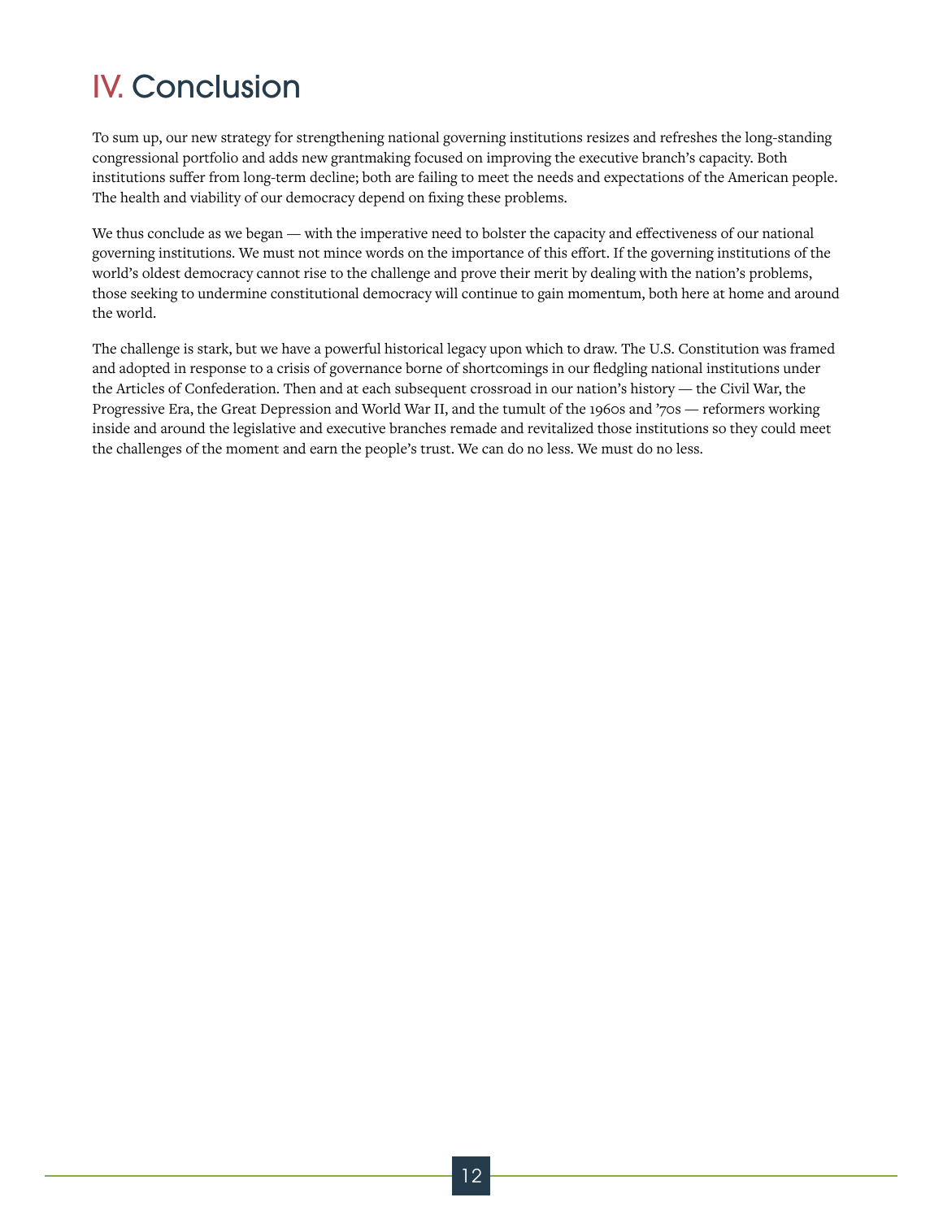# IV. Conclusion

To sum up, our new strategy for strengthening national governing institutions resizes and refreshes the long-standing congressional portfolio and adds new grantmaking focused on improving the executive branch's capacity. Both institutions suffer from long-term decline; both are failing to meet the needs and expectations of the American people. The health and viability of our democracy depend on fixing these problems.

We thus conclude as we began — with the imperative need to bolster the capacity and effectiveness of our national governing institutions. We must not mince words on the importance of this effort. If the governing institutions of the world's oldest democracy cannot rise to the challenge and prove their merit by dealing with the nation's problems, those seeking to undermine constitutional democracy will continue to gain momentum, both here at home and around the world.

The challenge is stark, but we have a powerful historical legacy upon which to draw. The U.S. Constitution was framed and adopted in response to a crisis of governance borne of shortcomings in our fledgling national institutions under the Articles of Confederation. Then and at each subsequent crossroad in our nation's history — the Civil War, the Progressive Era, the Great Depression and World War II, and the tumult of the 1960s and '70s — reformers working inside and around the legislative and executive branches remade and revitalized those institutions so they could meet the challenges of the moment and earn the people's trust. We can do no less. We must do no less.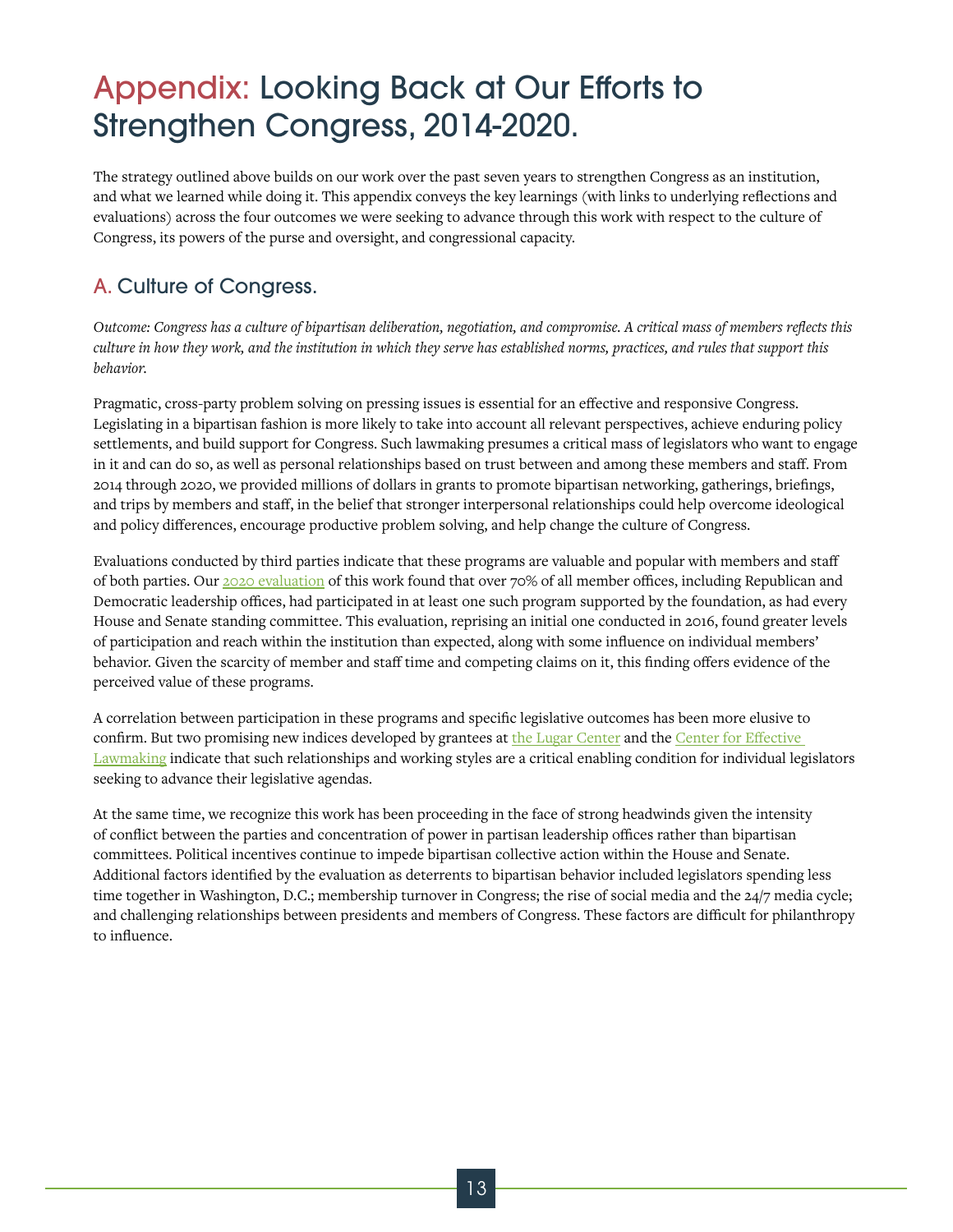# Appendix: Looking Back at Our Efforts to Strengthen Congress, 2014-2020.

The strategy outlined above builds on our work over the past seven years to strengthen Congress as an institution, and what we learned while doing it. This appendix conveys the key learnings (with links to underlying reflections and evaluations) across the four outcomes we were seeking to advance through this work with respect to the culture of Congress, its powers of the purse and oversight, and congressional capacity.

## A. Culture of Congress.

*Outcome: Congress has a culture of bipartisan deliberation, negotiation, and compromise. A critical mass of members reflects this culture in how they work, and the institution in which they serve has established norms, practices, and rules that support this behavior.*

Pragmatic, cross-party problem solving on pressing issues is essential for an effective and responsive Congress. Legislating in a bipartisan fashion is more likely to take into account all relevant perspectives, achieve enduring policy settlements, and build support for Congress. Such lawmaking presumes a critical mass of legislators who want to engage in it and can do so, as well as personal relationships based on trust between and among these members and staff. From 2014 through 2020, we provided millions of dollars in grants to promote bipartisan networking, gatherings, briefings, and trips by members and staff, in the belief that stronger interpersonal relationships could help overcome ideological and policy differences, encourage productive problem solving, and help change the culture of Congress.

Evaluations conducted by third parties indicate that these programs are valuable and popular with members and staff of both parties. Our 2020 evaluation of this work found that over 70% of all member offices, including Republican and Democratic leadership offices, had participated in at least one such program supported by the foundation, as had every House and Senate standing committee. This evaluation, reprising an initial one conducted in 2016, found greater levels of participation and reach within the institution than expected, along with some influence on individual members' behavior. Given the scarcity of member and staff time and competing claims on it, this finding offers evidence of the perceived value of these programs.

A correlation between participation in these programs and specific legislative outcomes has been more elusive to confirm. But two promising new indices developed by grantees at the Lugar Center and the Center for Effective Lawmaking indicate that such relationships and working styles are a critical enabling condition for individual legislators seeking to advance their legislative agendas.

At the same time, we recognize this work has been proceeding in the face of strong headwinds given the intensity of conflict between the parties and concentration of power in partisan leadership offices rather than bipartisan committees. Political incentives continue to impede bipartisan collective action within the House and Senate. Additional factors identified by the evaluation as deterrents to bipartisan behavior included legislators spending less time together in Washington, D.C.; membership turnover in Congress; the rise of social media and the 24/7 media cycle; and challenging relationships between presidents and members of Congress. These factors are difficult for philanthropy to influence.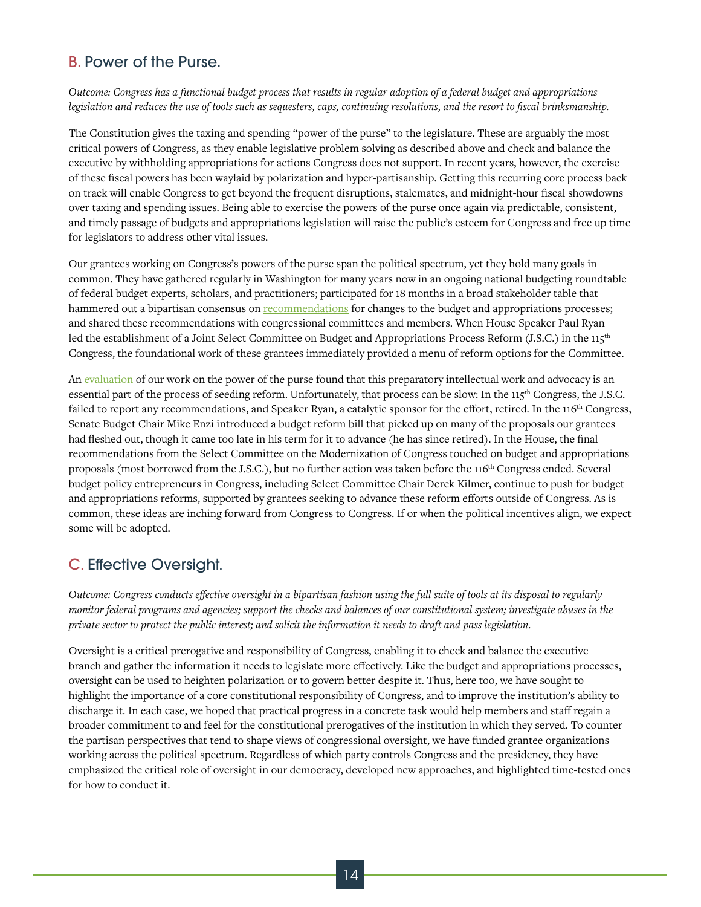## B. Power of the Purse.

*Outcome: Congress has a functional budget process that results in regular adoption of a federal budget and appropriations legislation and reduces the use of tools such as sequesters, caps, continuing resolutions, and the resort to fiscal brinksmanship.*

The Constitution gives the taxing and spending "power of the purse" to the legislature. These are arguably the most critical powers of Congress, as they enable legislative problem solving as described above and check and balance the executive by withholding appropriations for actions Congress does not support. In recent years, however, the exercise of these fiscal powers has been waylaid by polarization and hyper-partisanship. Getting this recurring core process back on track will enable Congress to get beyond the frequent disruptions, stalemates, and midnight-hour fiscal showdowns over taxing and spending issues. Being able to exercise the powers of the purse once again via predictable, consistent, and timely passage of budgets and appropriations legislation will raise the public's esteem for Congress and free up time for legislators to address other vital issues.

Our grantees working on Congress's powers of the purse span the political spectrum, yet they hold many goals in common. They have gathered regularly in Washington for many years now in an ongoing national budgeting roundtable of federal budget experts, scholars, and practitioners; participated for 18 months in a broad stakeholder table that hammered out a bipartisan consensus on recommendations for changes to the budget and appropriations processes; and shared these recommendations with congressional committees and members. When House Speaker Paul Ryan led the establishment of a Joint Select Committee on Budget and Appropriations Process Reform (J.S.C.) in the 115th Congress, the foundational work of these grantees immediately provided a menu of reform options for the Committee.

An evaluation of our work on the power of the purse found that this preparatory intellectual work and advocacy is an essential part of the process of seeding reform. Unfortunately, that process can be slow: In the 115th Congress, the J.S.C. failed to report any recommendations, and Speaker Ryan, a catalytic sponsor for the effort, retired. In the 116th Congress, Senate Budget Chair Mike Enzi introduced a budget reform bill that picked up on many of the proposals our grantees had fleshed out, though it came too late in his term for it to advance (he has since retired). In the House, the final recommendations from the Select Committee on the Modernization of Congress touched on budget and appropriations proposals (most borrowed from the J.S.C.), but no further action was taken before the 116th Congress ended. Several budget policy entrepreneurs in Congress, including Select Committee Chair Derek Kilmer, continue to push for budget and appropriations reforms, supported by grantees seeking to advance these reform efforts outside of Congress. As is common, these ideas are inching forward from Congress to Congress. If or when the political incentives align, we expect some will be adopted.

## C. Effective Oversight.

*Outcome: Congress conducts effective oversight in a bipartisan fashion using the full suite of tools at its disposal to regularly monitor federal programs and agencies; support the checks and balances of our constitutional system; investigate abuses in the private sector to protect the public interest; and solicit the information it needs to draft and pass legislation.*

Oversight is a critical prerogative and responsibility of Congress, enabling it to check and balance the executive branch and gather the information it needs to legislate more effectively. Like the budget and appropriations processes, oversight can be used to heighten polarization or to govern better despite it. Thus, here too, we have sought to highlight the importance of a core constitutional responsibility of Congress, and to improve the institution's ability to discharge it. In each case, we hoped that practical progress in a concrete task would help members and staff regain a broader commitment to and feel for the constitutional prerogatives of the institution in which they served. To counter the partisan perspectives that tend to shape views of congressional oversight, we have funded grantee organizations working across the political spectrum. Regardless of which party controls Congress and the presidency, they have emphasized the critical role of oversight in our democracy, developed new approaches, and highlighted time-tested ones for how to conduct it.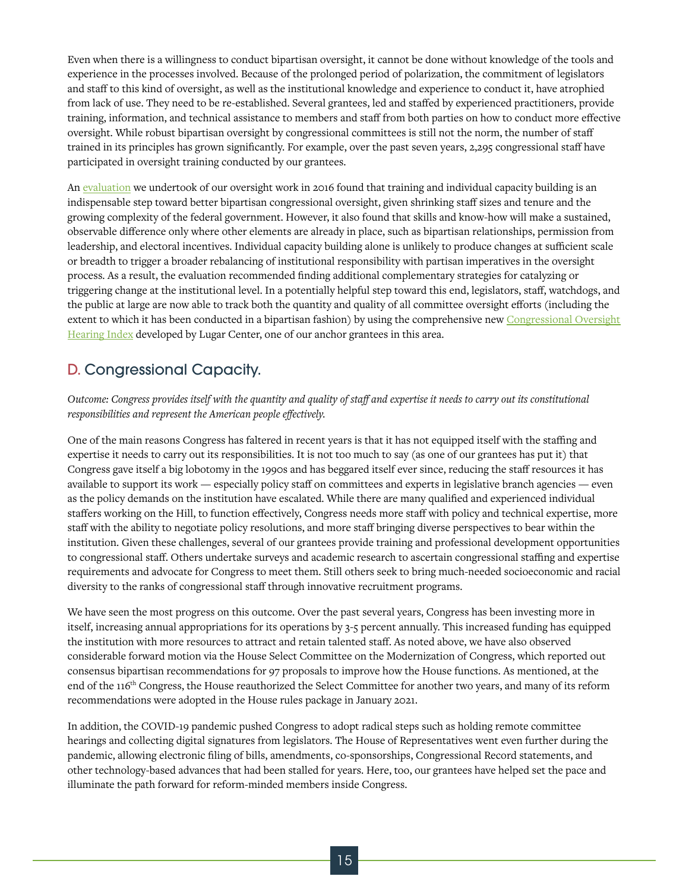Even when there is a willingness to conduct bipartisan oversight, it cannot be done without knowledge of the tools and experience in the processes involved. Because of the prolonged period of polarization, the commitment of legislators and staff to this kind of oversight, as well as the institutional knowledge and experience to conduct it, have atrophied from lack of use. They need to be re-established. Several grantees, led and staffed by experienced practitioners, provide training, information, and technical assistance to members and staff from both parties on how to conduct more effective oversight. While robust bipartisan oversight by congressional committees is still not the norm, the number of staff trained in its principles has grown significantly. For example, over the past seven years, 2,295 congressional staff have participated in oversight training conducted by our grantees.

An evaluation we undertook of our oversight work in 2016 found that training and individual capacity building is an indispensable step toward better bipartisan congressional oversight, given shrinking staff sizes and tenure and the growing complexity of the federal government. However, it also found that skills and know-how will make a sustained, observable difference only where other elements are already in place, such as bipartisan relationships, permission from leadership, and electoral incentives. Individual capacity building alone is unlikely to produce changes at sufficient scale or breadth to trigger a broader rebalancing of institutional responsibility with partisan imperatives in the oversight process. As a result, the evaluation recommended finding additional complementary strategies for catalyzing or triggering change at the institutional level. In a potentially helpful step toward this end, legislators, staff, watchdogs, and the public at large are now able to track both the quantity and quality of all committee oversight efforts (including the extent to which it has been conducted in a bipartisan fashion) by using the comprehensive new Congressional Oversight Hearing Index developed by Lugar Center, one of our anchor grantees in this area.

## D. Congressional Capacity.

*Outcome: Congress provides itself with the quantity and quality of staff and expertise it needs to carry out its constitutional responsibilities and represent the American people effectively.*

One of the main reasons Congress has faltered in recent years is that it has not equipped itself with the staffing and expertise it needs to carry out its responsibilities. It is not too much to say (as one of our grantees has put it) that Congress gave itself a big lobotomy in the 1990s and has beggared itself ever since, reducing the staff resources it has available to support its work — especially policy staff on committees and experts in legislative branch agencies — even as the policy demands on the institution have escalated. While there are many qualified and experienced individual staffers working on the Hill, to function effectively, Congress needs more staff with policy and technical expertise, more staff with the ability to negotiate policy resolutions, and more staff bringing diverse perspectives to bear within the institution. Given these challenges, several of our grantees provide training and professional development opportunities to congressional staff. Others undertake surveys and academic research to ascertain congressional staffing and expertise requirements and advocate for Congress to meet them. Still others seek to bring much-needed socioeconomic and racial diversity to the ranks of congressional staff through innovative recruitment programs.

We have seen the most progress on this outcome. Over the past several years, Congress has been investing more in itself, increasing annual appropriations for its operations by 3-5 percent annually. This increased funding has equipped the institution with more resources to attract and retain talented staff. As noted above, we have also observed considerable forward motion via the House Select Committee on the Modernization of Congress, which reported out consensus bipartisan recommendations for 97 proposals to improve how the House functions. As mentioned, at the end of the 116th Congress, the House reauthorized the Select Committee for another two years, and many of its reform recommendations were adopted in the House rules package in January 2021.

In addition, the COVID-19 pandemic pushed Congress to adopt radical steps such as holding remote committee hearings and collecting digital signatures from legislators. The House of Representatives went even further during the pandemic, allowing electronic filing of bills, amendments, co-sponsorships, Congressional Record statements, and other technology-based advances that had been stalled for years. Here, too, our grantees have helped set the pace and illuminate the path forward for reform-minded members inside Congress.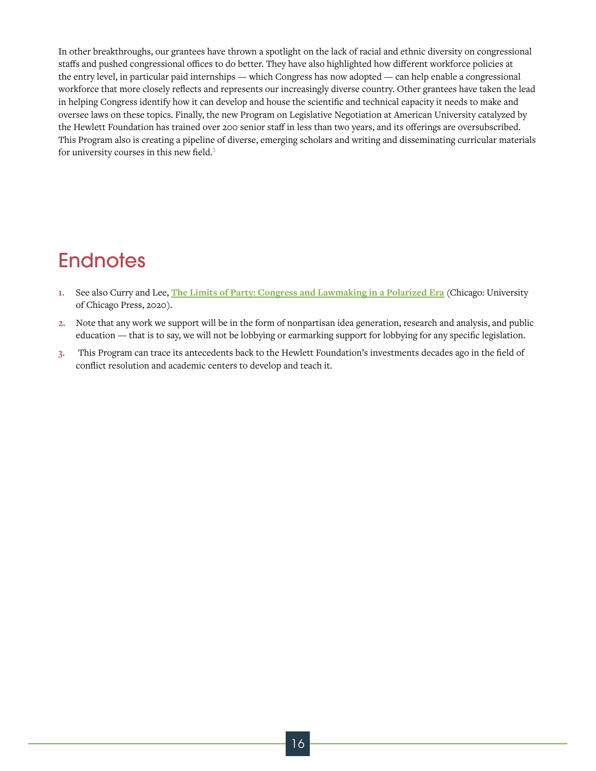In other breakthroughs, our grantees have thrown a spotlight on the lack of racial and ethnic diversity on congressional staffs and pushed congressional offices to do better. They have also highlighted how different workforce policies at the entry level, in particular paid internships — which Congress has now adopted — can help enable a congressional workforce that more closely reflects and represents our increasingly diverse country. Other grantees have taken the lead in helping Congress identify how it can develop and house the scientific and technical capacity it needs to make and oversee laws on these topics. Finally, the new Program on Legislative Negotiation at American University catalyzed by the Hewlett Foundation has trained over 200 senior staff in less than two years, and its offerings are oversubscribed. This Program also is creating a pipeline of diverse, emerging scholars and writing and disseminating curricular materials for university courses in this new field.[3]

# Endnotes

1. See also Curry and Lee, **The Limits of Party: Congress and Lawmaking in a Polarized Era** (Chicago: University of Chicago Press, 2020).
2. Note that any work we support will be in the form of nonpartisan idea generation, research and analysis, and public education — that is to say, we will not be lobbying or earmarking support for lobbying for any specific legislation.
3. This Program can trace its antecedents back to the Hewlett Foundation's investments decades ago in the field of conflict resolution and academic centers to develop and teach it.